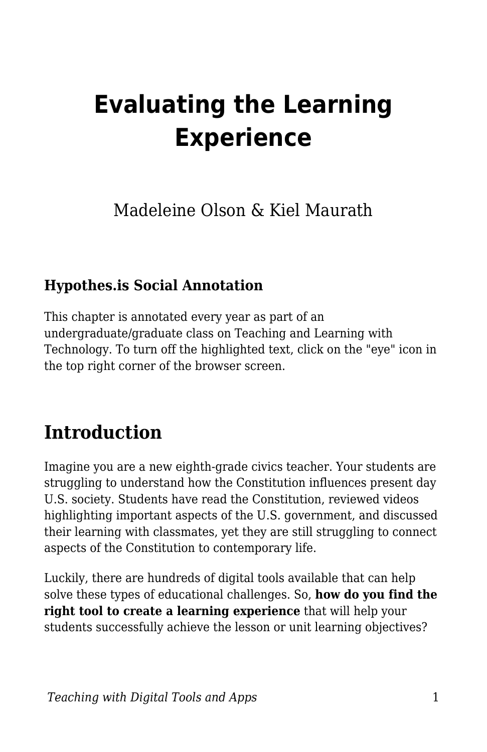# Evaluating the Learning Experience

Madeleine Olson & Kiel Maurath

### Hypothes.is Social Annotation

This chapter is annotated every year as part of an undergraduate/graduate class on Teaching and Learning with Technology. To turn off the highlighted text, click on the "eye" icon in the top right corner of the browser screen.

## Introduction

Imagine you are a new eighth-grade civics teacher. Your students are struggling to understand how the Constitution influences present day U.S. society. Students have read the Constitution, reviewed videos highlighting important aspects of the U.S. government, and discussed their learning with classmates, yet they are still struggling to connect aspects of the Constitution to contemporary life.

Luckily, there are hundreds of digital tools available that can help solve these types of educational challenges. So, **how do you find the right tool to create a learning experience** that will help your students successfully achieve the lesson or unit learning objectives?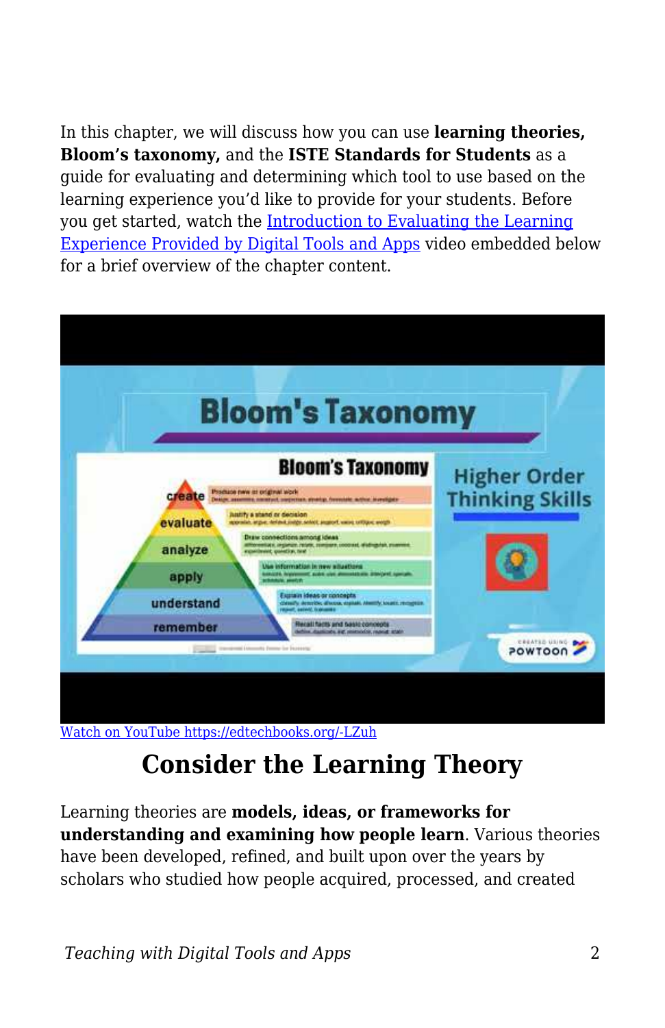In this chapter, we will discuss how you can use **learning theories, Bloom's taxonomy,** and the **ISTE Standards for Students** as a guide for evaluating and determining which tool to use based on the learning experience you'd like to provide for your students. Before you get started, watch the Introduction to Evaluating the Learning Experience Provided by Digital Tools and Apps video embedded below for a brief overview of the chapter content.

Watch on YouTube https://edtechbooks.org/-LZuh

## Consider the Learning Theory

Learning theories are **models, ideas, or frameworks for understanding and examining how people learn**. Various theories have been developed, refined, and built upon over the years by scholars who studied how people acquired, processed, and created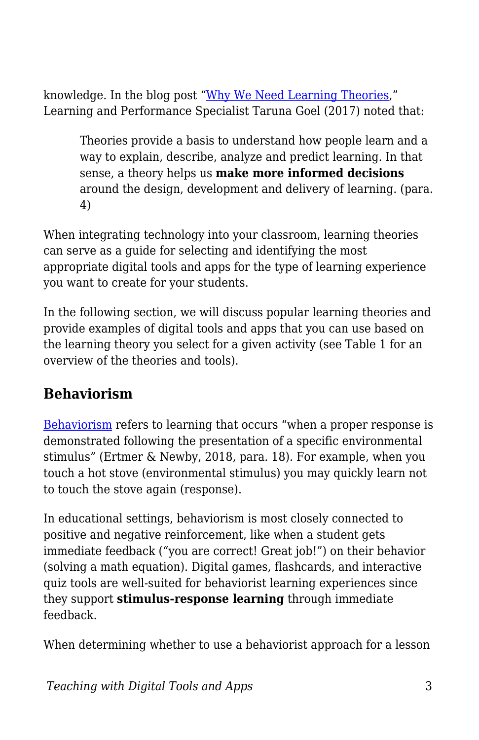knowledge. In the blog post "Why We Need Learning Theories," Learning and Performance Specialist Taruna Goel (2017) noted that:

> Theories provide a basis to understand how people learn and a way to explain, describe, analyze and predict learning. In that sense, a theory helps us **make more informed decisions** around the design, development and delivery of learning. (para. 4)

When integrating technology into your classroom, learning theories can serve as a guide for selecting and identifying the most appropriate digital tools and apps for the type of learning experience you want to create for your students.

In the following section, we will discuss popular learning theories and provide examples of digital tools and apps that you can use based on the learning theory you select for a given activity (see Table 1 for an overview of the theories and tools).

## Behaviorism

Behaviorism refers to learning that occurs "when a proper response is demonstrated following the presentation of a specific environmental stimulus" (Ertmer & Newby, 2018, para. 18). For example, when you touch a hot stove (environmental stimulus) you may quickly learn not to touch the stove again (response).

In educational settings, behaviorism is most closely connected to positive and negative reinforcement, like when a student gets immediate feedback ("you are correct! Great job!") on their behavior (solving a math equation). Digital games, flashcards, and interactive quiz tools are well-suited for behaviorist learning experiences since they support **stimulus-response learning** through immediate feedback.

When determining whether to use a behaviorist approach for a lesson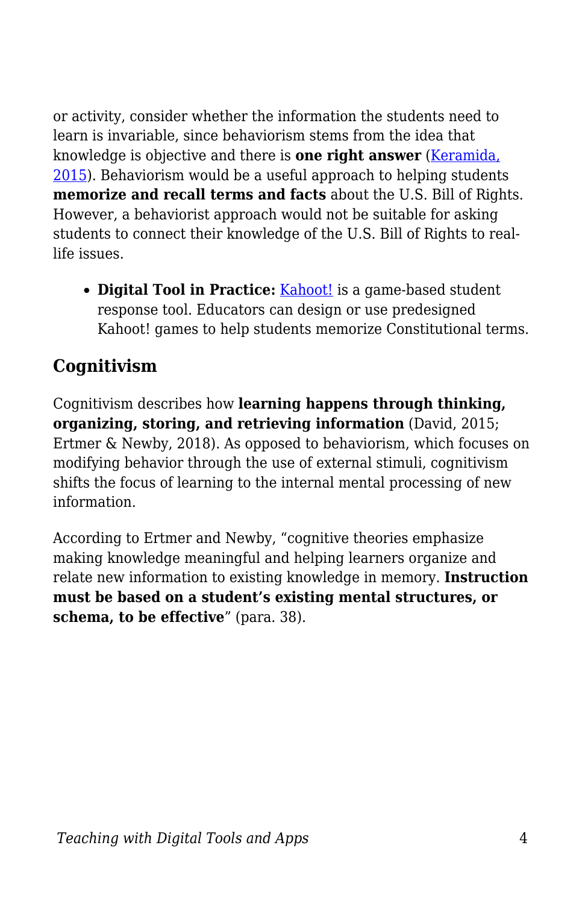or activity, consider whether the information the students need to learn is invariable, since behaviorism stems from the idea that knowledge is objective and there is **one right answer** (Keramida, 2015). Behaviorism would be a useful approach to helping students **memorize and recall terms and facts** about the U.S. Bill of Rights. However, a behaviorist approach would not be suitable for asking students to connect their knowledge of the U.S. Bill of Rights to real-life issues.

- **Digital Tool in Practice:** Kahoot! is a game-based student response tool. Educators can design or use predesigned Kahoot! games to help students memorize Constitutional terms.

## Cognitivism

Cognitivism describes how **learning happens through thinking, organizing, storing, and retrieving information** (David, 2015; Ertmer & Newby, 2018). As opposed to behaviorism, which focuses on modifying behavior through the use of external stimuli, cognitivism shifts the focus of learning to the internal mental processing of new information.

According to Ertmer and Newby, "cognitive theories emphasize making knowledge meaningful and helping learners organize and relate new information to existing knowledge in memory. **Instruction must be based on a student's existing mental structures, or schema, to be effective**" (para. 38).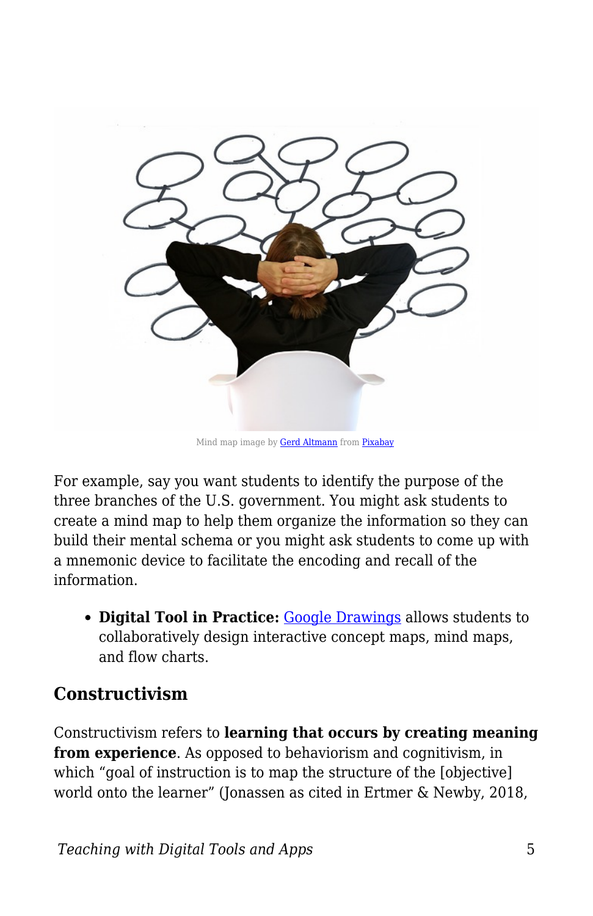Mind map image by Gerd Altmann from Pixabay

For example, say you want students to identify the purpose of the three branches of the U.S. government. You might ask students to create a mind map to help them organize the information so they can build their mental schema or you might ask students to come up with a mnemonic device to facilitate the encoding and recall of the information.

- **Digital Tool in Practice:** Google Drawings allows students to collaboratively design interactive concept maps, mind maps, and flow charts.

## Constructivism

Constructivism refers to **learning that occurs by creating meaning from experience**. As opposed to behaviorism and cognitivism, in which "goal of instruction is to map the structure of the [objective] world onto the learner" (Jonassen as cited in Ertmer & Newby, 2018,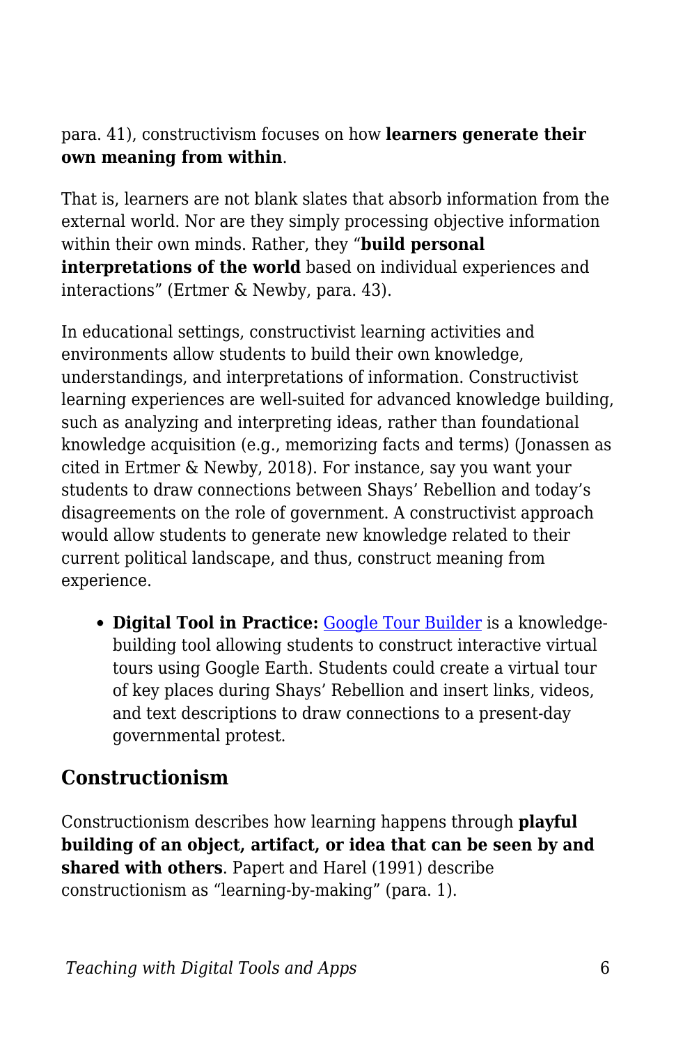para. 41), constructivism focuses on how **learners generate their own meaning from within**.

That is, learners are not blank slates that absorb information from the external world. Nor are they simply processing objective information within their own minds. Rather, they "**build personal interpretations of the world** based on individual experiences and interactions" (Ertmer & Newby, para. 43).

In educational settings, constructivist learning activities and environments allow students to build their own knowledge, understandings, and interpretations of information. Constructivist learning experiences are well-suited for advanced knowledge building, such as analyzing and interpreting ideas, rather than foundational knowledge acquisition (e.g., memorizing facts and terms) (Jonassen as cited in Ertmer & Newby, 2018). For instance, say you want your students to draw connections between Shays' Rebellion and today's disagreements on the role of government. A constructivist approach would allow students to generate new knowledge related to their current political landscape, and thus, construct meaning from experience.

- **Digital Tool in Practice:** Google Tour Builder is a knowledge-building tool allowing students to construct interactive virtual tours using Google Earth. Students could create a virtual tour of key places during Shays' Rebellion and insert links, videos, and text descriptions to draw connections to a present-day governmental protest.

## Constructionism

Constructionism describes how learning happens through **playful building of an object, artifact, or idea that can be seen by and shared with others**. Papert and Harel (1991) describe constructionism as "learning-by-making" (para. 1).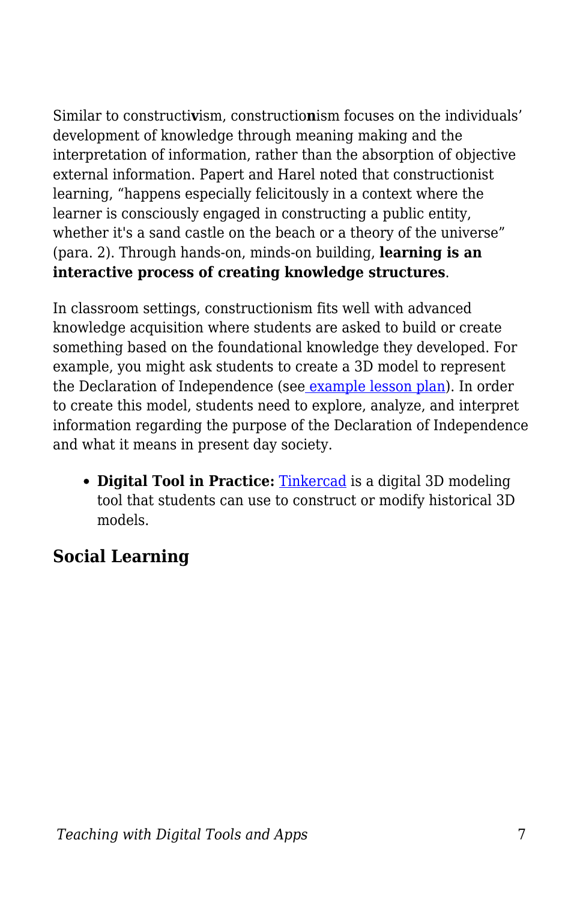Similar to constructi**v**ism, constructio**n**ism focuses on the individuals' development of knowledge through meaning making and the interpretation of information, rather than the absorption of objective external information. Papert and Harel noted that constructionist learning, "happens especially felicitously in a context where the learner is consciously engaged in constructing a public entity, whether it's a sand castle on the beach or a theory of the universe" (para. 2). Through hands-on, minds-on building, **learning is an interactive process of creating knowledge structures**.

In classroom settings, constructionism fits well with advanced knowledge acquisition where students are asked to build or create something based on the foundational knowledge they developed. For example, you might ask students to create a 3D model to represent the Declaration of Independence (see example lesson plan). In order to create this model, students need to explore, analyze, and interpret information regarding the purpose of the Declaration of Independence and what it means in present day society.

- **Digital Tool in Practice:** Tinkercad is a digital 3D modeling tool that students can use to construct or modify historical 3D models.

### Social Learning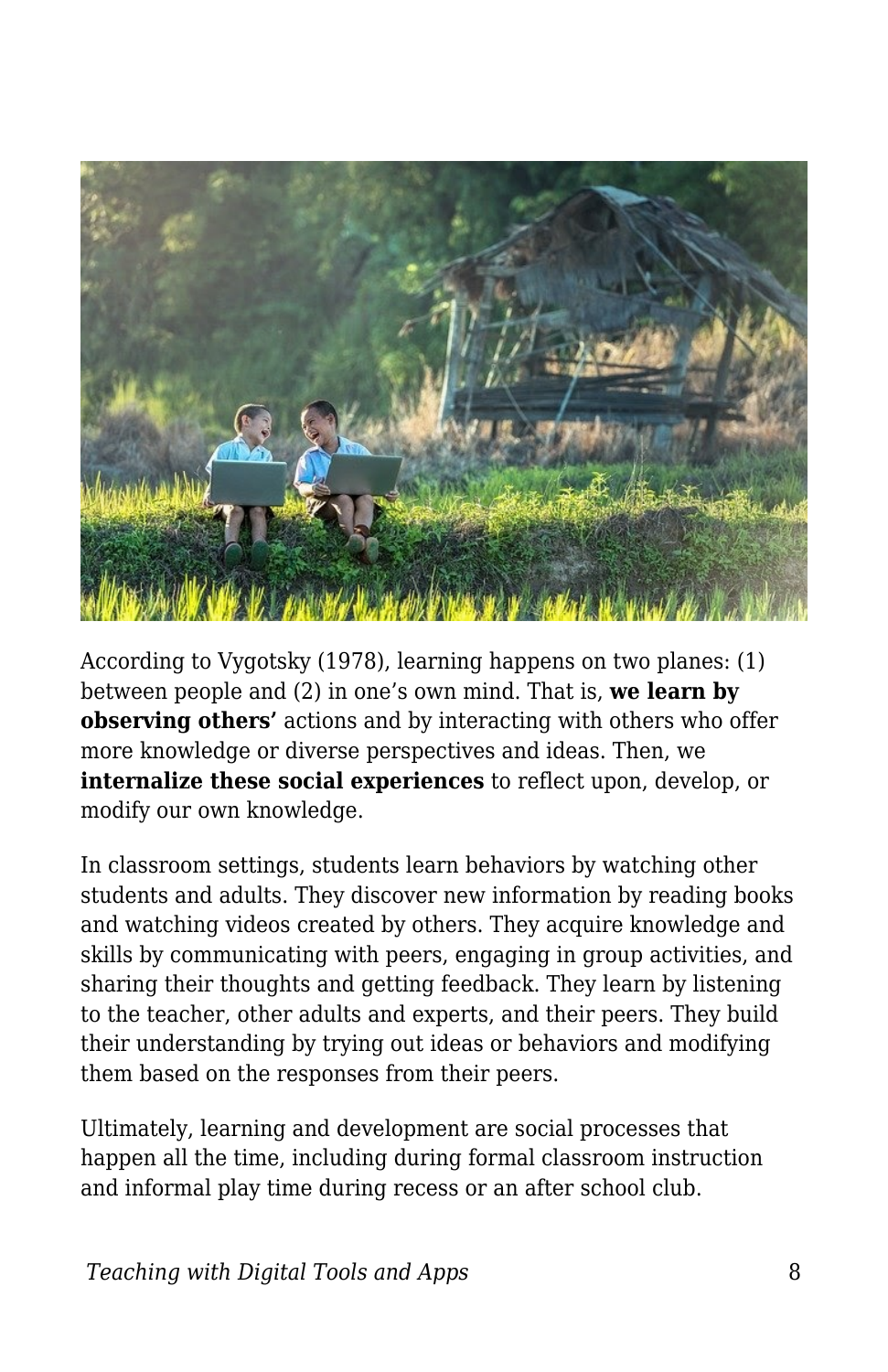According to Vygotsky (1978), learning happens on two planes: (1) between people and (2) in one's own mind. That is, **we learn by observing others'** actions and by interacting with others who offer more knowledge or diverse perspectives and ideas. Then, we **internalize these social experiences** to reflect upon, develop, or modify our own knowledge.

In classroom settings, students learn behaviors by watching other students and adults. They discover new information by reading books and watching videos created by others. They acquire knowledge and skills by communicating with peers, engaging in group activities, and sharing their thoughts and getting feedback. They learn by listening to the teacher, other adults and experts, and their peers. They build their understanding by trying out ideas or behaviors and modifying them based on the responses from their peers.

Ultimately, learning and development are social processes that happen all the time, including during formal classroom instruction and informal play time during recess or an after school club.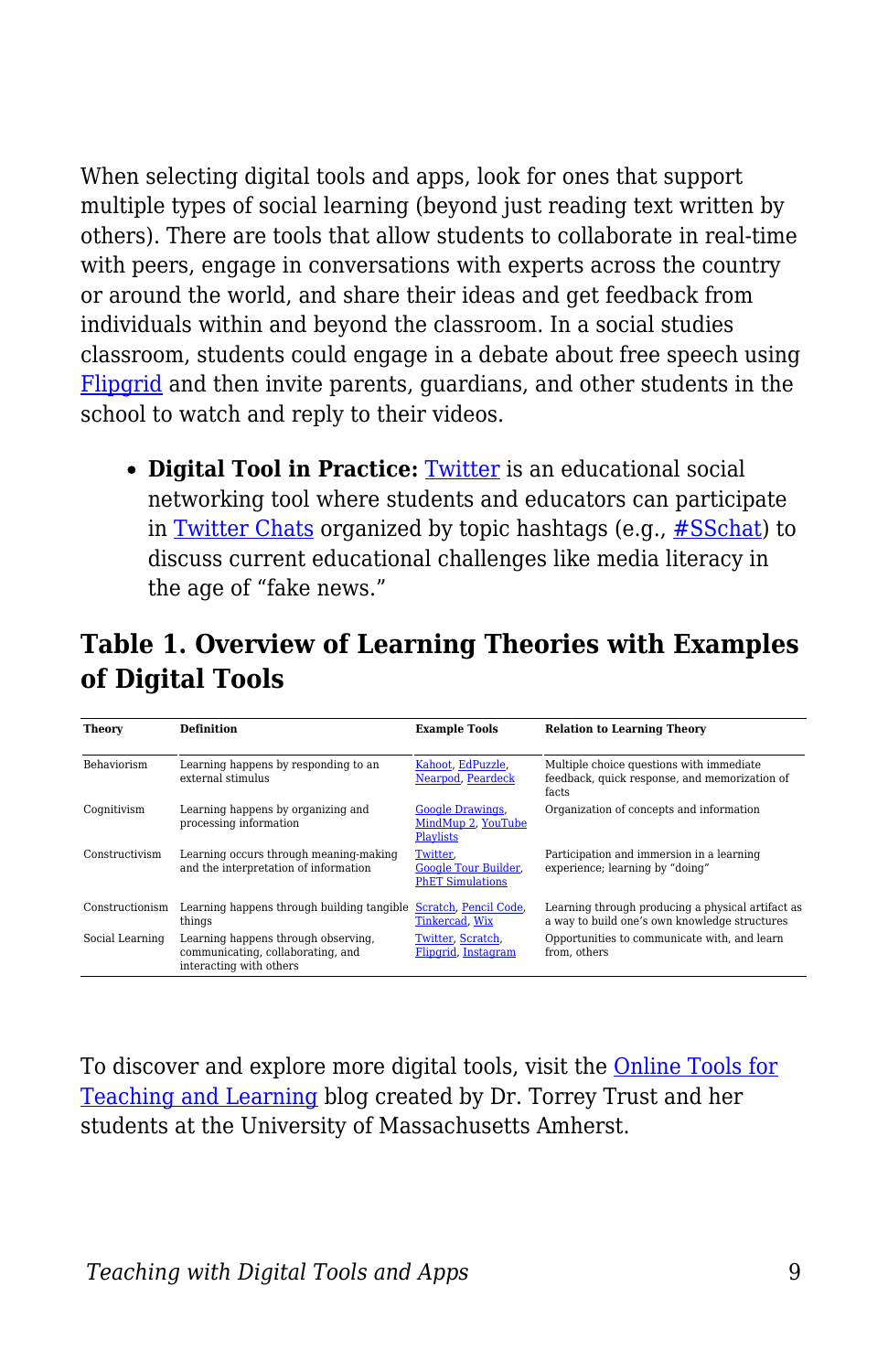When selecting digital tools and apps, look for ones that support multiple types of social learning (beyond just reading text written by others). There are tools that allow students to collaborate in real-time with peers, engage in conversations with experts across the country or around the world, and share their ideas and get feedback from individuals within and beyond the classroom. In a social studies classroom, students could engage in a debate about free speech using Flipgrid and then invite parents, guardians, and other students in the school to watch and reply to their videos.

- **Digital Tool in Practice:** Twitter is an educational social networking tool where students and educators can participate in Twitter Chats organized by topic hashtags (e.g., #SSchat) to discuss current educational challenges like media literacy in the age of "fake news."

## Table 1. Overview of Learning Theories with Examples of Digital Tools

| Theory | Definition | Example Tools | Relation to Learning Theory |
|---|---|---|---|
| Behaviorism | Learning happens by responding to an external stimulus | Kahoot, EdPuzzle, Nearpod, Peardeck | Multiple choice questions with immediate feedback, quick response, and memorization of facts |
| Cognitivism | Learning happens by organizing and processing information | Google Drawings, MindMup 2, YouTube Playlists | Organization of concepts and information |
| Constructivism | Learning occurs through meaning-making and the interpretation of information | Twitter, Google Tour Builder, PhET Simulations | Participation and immersion in a learning experience; learning by "doing" |
| Constructionism | Learning happens through building tangible things | Scratch, Pencil Code, Tinkercad, Wix | Learning through producing a physical artifact as a way to build one's own knowledge structures |
| Social Learning | Learning happens through observing, communicating, collaborating, and interacting with others | Twitter, Scratch, Flipgrid, Instagram | Opportunities to communicate with, and learn from, others |

To discover and explore more digital tools, visit the Online Tools for Teaching and Learning blog created by Dr. Torrey Trust and her students at the University of Massachusetts Amherst.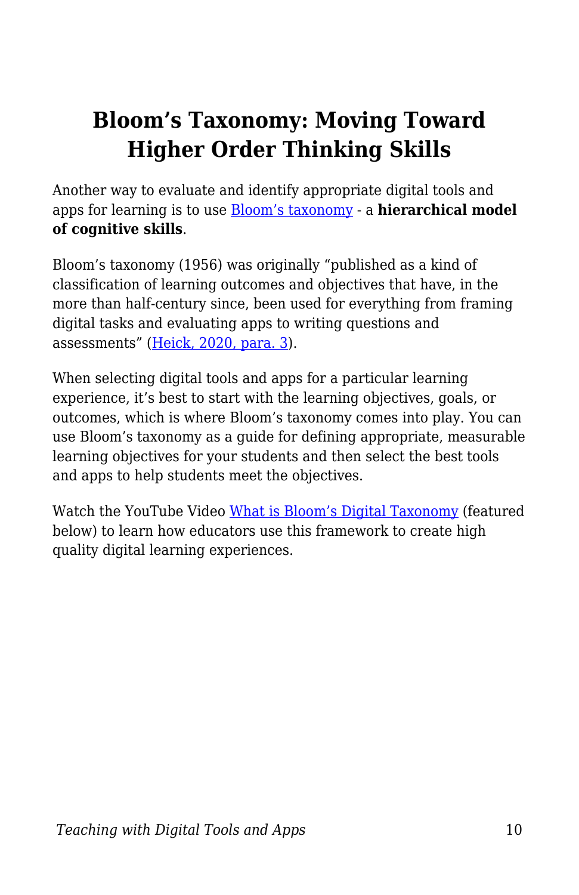# Bloom's Taxonomy: Moving Toward Higher Order Thinking Skills

Another way to evaluate and identify appropriate digital tools and apps for learning is to use [Bloom's taxonomy] - a **hierarchical model of cognitive skills**.

Bloom's taxonomy (1956) was originally "published as a kind of classification of learning outcomes and objectives that have, in the more than half-century since, been used for everything from framing digital tasks and evaluating apps to writing questions and assessments" ([Heick, 2020, para. 3]).

When selecting digital tools and apps for a particular learning experience, it's best to start with the learning objectives, goals, or outcomes, which is where Bloom's taxonomy comes into play. You can use Bloom's taxonomy as a guide for defining appropriate, measurable learning objectives for your students and then select the best tools and apps to help students meet the objectives.

Watch the YouTube Video [What is Bloom's Digital Taxonomy] (featured below) to learn how educators use this framework to create high quality digital learning experiences.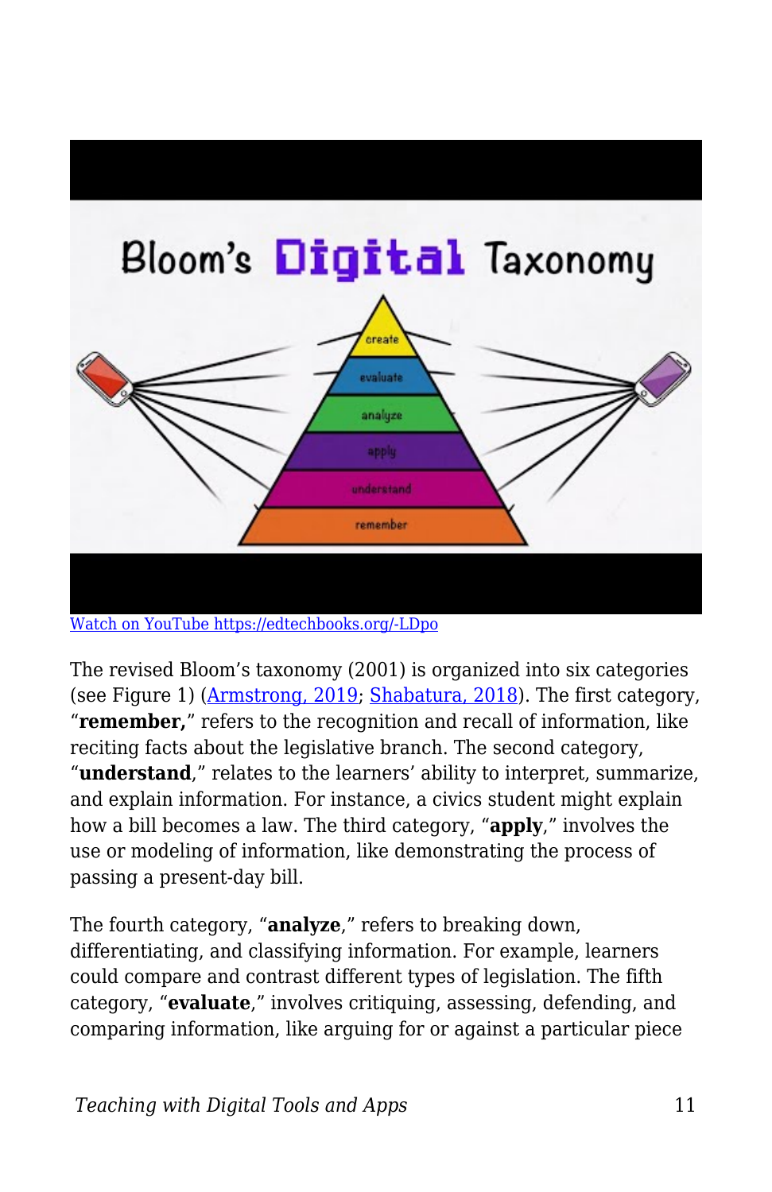[Watch on YouTube https://edtechbooks.org/-LDpo](https://edtechbooks.org/-LDpo)

The revised Bloom's taxonomy (2001) is organized into six categories (see Figure 1) ([Armstrong, 2019](#); [Shabatura, 2018](#)). The first category, "**remember,**" refers to the recognition and recall of information, like reciting facts about the legislative branch. The second category, "**understand**," relates to the learners' ability to interpret, summarize, and explain information. For instance, a civics student might explain how a bill becomes a law. The third category, "**apply**," involves the use or modeling of information, like demonstrating the process of passing a present-day bill.

The fourth category, "**analyze**," refers to breaking down, differentiating, and classifying information. For example, learners could compare and contrast different types of legislation. The fifth category, "**evaluate**," involves critiquing, assessing, defending, and comparing information, like arguing for or against a particular piece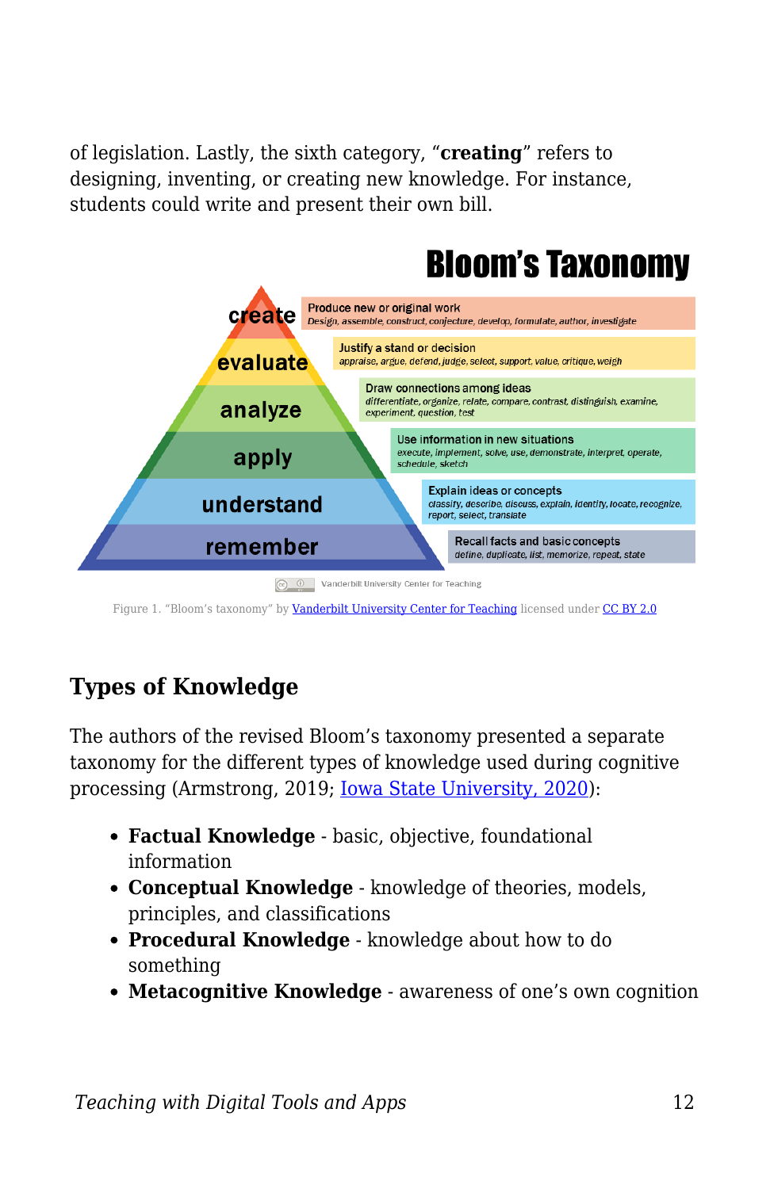of legislation. Lastly, the sixth category, "**creating**" refers to designing, inventing, or creating new knowledge. For instance, students could write and present their own bill.

Figure 1. "Bloom's taxonomy" by Vanderbilt University Center for Teaching licensed under CC BY 2.0

## Types of Knowledge

The authors of the revised Bloom's taxonomy presented a separate taxonomy for the different types of knowledge used during cognitive processing (Armstrong, 2019; Iowa State University, 2020):

- **Factual Knowledge** - basic, objective, foundational information
- **Conceptual Knowledge** - knowledge of theories, models, principles, and classifications
- **Procedural Knowledge** - knowledge about how to do something
- **Metacognitive Knowledge** - awareness of one's own cognition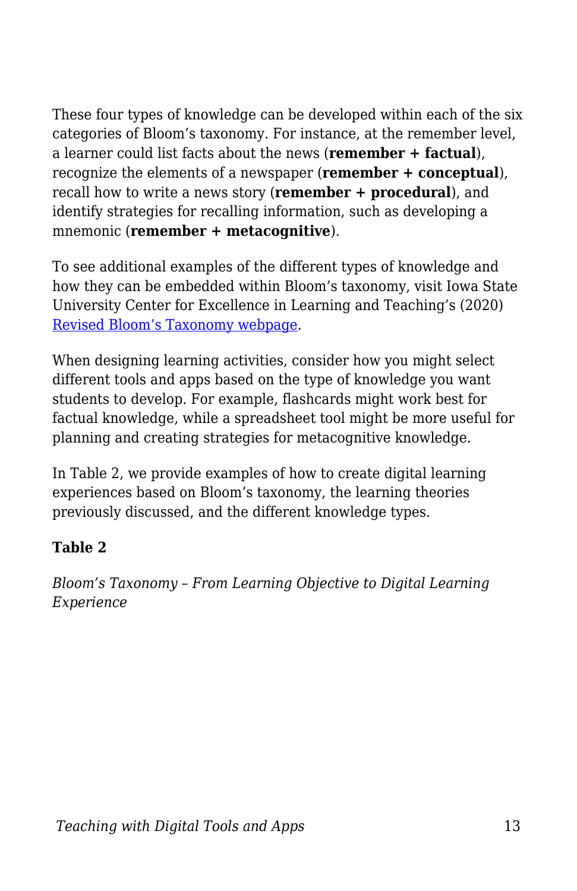These four types of knowledge can be developed within each of the six categories of Bloom's taxonomy. For instance, at the remember level, a learner could list facts about the news (**remember + factual**), recognize the elements of a newspaper (**remember + conceptual**), recall how to write a news story (**remember + procedural**), and identify strategies for recalling information, such as developing a mnemonic (**remember + metacognitive**).

To see additional examples of the different types of knowledge and how they can be embedded within Bloom's taxonomy, visit Iowa State University Center for Excellence in Learning and Teaching's (2020) [Revised Bloom's Taxonomy webpage](#).

When designing learning activities, consider how you might select different tools and apps based on the type of knowledge you want students to develop. For example, flashcards might work best for factual knowledge, while a spreadsheet tool might be more useful for planning and creating strategies for metacognitive knowledge.

In Table 2, we provide examples of how to create digital learning experiences based on Bloom's taxonomy, the learning theories previously discussed, and the different knowledge types.

**Table 2**

*Bloom's Taxonomy – From Learning Objective to Digital Learning Experience*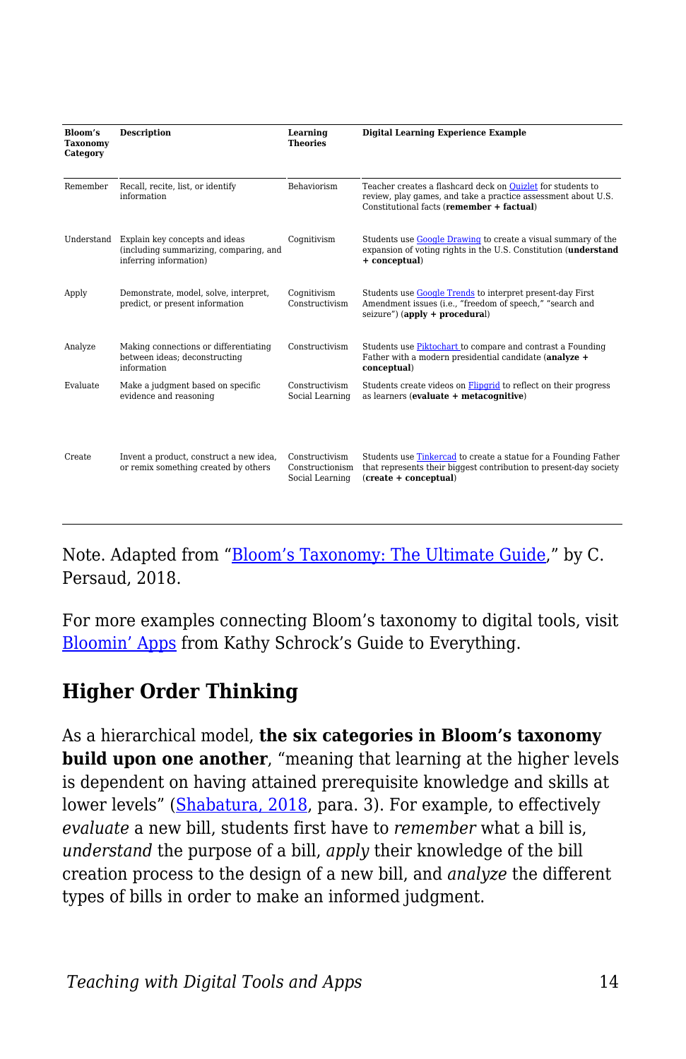| Bloom's Taxonomy Category | Description | Learning Theories | Digital Learning Experience Example |
|---|---|---|---|
| Remember | Recall, recite, list, or identify information | Behaviorism | Teacher creates a flashcard deck on [Quizlet](#) for students to review, play games, and take a practice assessment about U.S. Constitutional facts (**remember + factual**) |
| Understand | Explain key concepts and ideas (including summarizing, comparing, and inferring information) | Cognitivism | Students use [Google Drawing](#) to create a visual summary of the expansion of voting rights in the U.S. Constitution (**understand + conceptual**) |
| Apply | Demonstrate, model, solve, interpret, predict, or present information | Cognitivism Constructivism | Students use [Google Trends](#) to interpret present-day First Amendment issues (i.e., "freedom of speech," "search and seizure") (**apply + procedural**) |
| Analyze | Making connections or differentiating between ideas; deconstructing information | Constructivism | Students use [Piktochart](#) to compare and contrast a Founding Father with a modern presidential candidate (**analyze + conceptual**) |
| Evaluate | Make a judgment based on specific evidence and reasoning | Constructivism Social Learning | Students create videos on [Flipgrid](#) to reflect on their progress as learners (**evaluate + metacognitive**) |
| Create | Invent a product, construct a new idea, or remix something created by others | Constructivism Constructionism Social Learning | Students use [Tinkercad](#) to create a statue for a Founding Father that represents their biggest contribution to present-day society (**create + conceptual**) |

Note. Adapted from "[Bloom's Taxonomy: The Ultimate Guide](#)," by C. Persaud, 2018.

For more examples connecting Bloom's taxonomy to digital tools, visit [Bloomin' Apps](#) from Kathy Schrock's Guide to Everything.

## Higher Order Thinking

As a hierarchical model, **the six categories in Bloom's taxonomy build upon one another**, "meaning that learning at the higher levels is dependent on having attained prerequisite knowledge and skills at lower levels" ([Shabatura, 2018](#), para. 3). For example, to effectively *evaluate* a new bill, students first have to *remember* what a bill is, *understand* the purpose of a bill, *apply* their knowledge of the bill creation process to the design of a new bill, and *analyze* the different types of bills in order to make an informed judgment.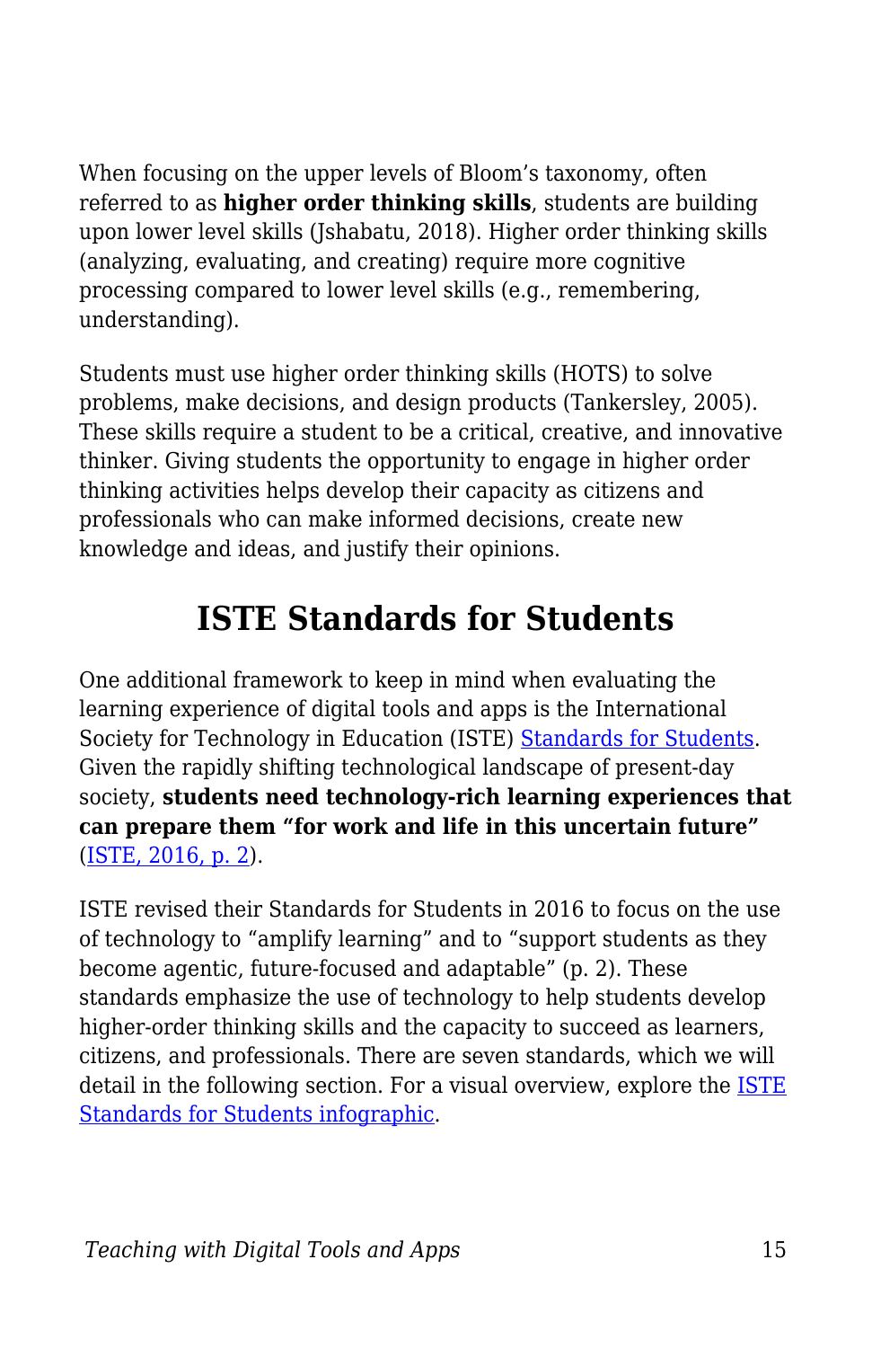When focusing on the upper levels of Bloom's taxonomy, often referred to as **higher order thinking skills**, students are building upon lower level skills (Jshabatu, 2018). Higher order thinking skills (analyzing, evaluating, and creating) require more cognitive processing compared to lower level skills (e.g., remembering, understanding).

Students must use higher order thinking skills (HOTS) to solve problems, make decisions, and design products (Tankersley, 2005). These skills require a student to be a critical, creative, and innovative thinker. Giving students the opportunity to engage in higher order thinking activities helps develop their capacity as citizens and professionals who can make informed decisions, create new knowledge and ideas, and justify their opinions.

## ISTE Standards for Students

One additional framework to keep in mind when evaluating the learning experience of digital tools and apps is the International Society for Technology in Education (ISTE) Standards for Students. Given the rapidly shifting technological landscape of present-day society, **students need technology-rich learning experiences that can prepare them "for work and life in this uncertain future"** (ISTE, 2016, p. 2).

ISTE revised their Standards for Students in 2016 to focus on the use of technology to "amplify learning" and to "support students as they become agentic, future-focused and adaptable" (p. 2). These standards emphasize the use of technology to help students develop higher-order thinking skills and the capacity to succeed as learners, citizens, and professionals. There are seven standards, which we will detail in the following section. For a visual overview, explore the ISTE Standards for Students infographic.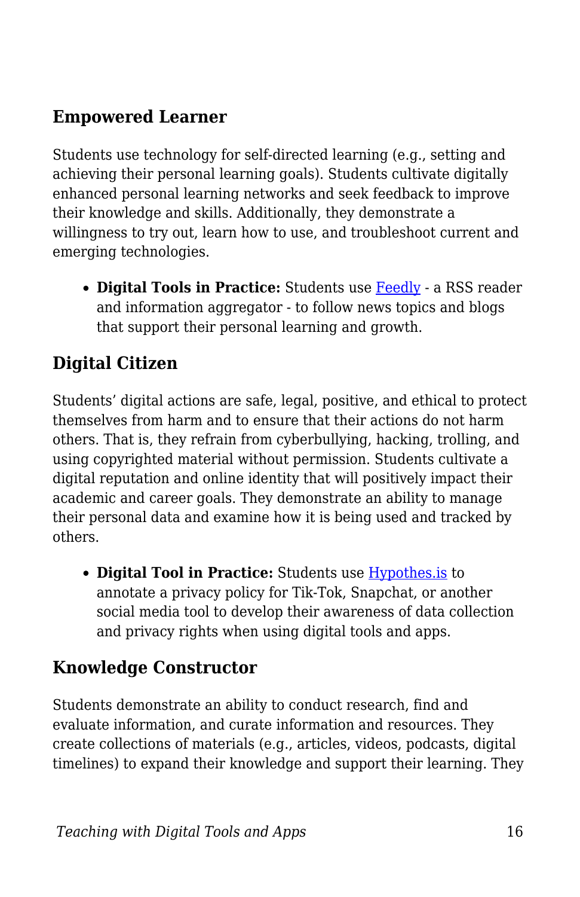## Empowered Learner

Students use technology for self-directed learning (e.g., setting and achieving their personal learning goals). Students cultivate digitally enhanced personal learning networks and seek feedback to improve their knowledge and skills. Additionally, they demonstrate a willingness to try out, learn how to use, and troubleshoot current and emerging technologies.

- **Digital Tools in Practice:** Students use Feedly - a RSS reader and information aggregator - to follow news topics and blogs that support their personal learning and growth.

## Digital Citizen

Students' digital actions are safe, legal, positive, and ethical to protect themselves from harm and to ensure that their actions do not harm others. That is, they refrain from cyberbullying, hacking, trolling, and using copyrighted material without permission. Students cultivate a digital reputation and online identity that will positively impact their academic and career goals. They demonstrate an ability to manage their personal data and examine how it is being used and tracked by others.

- **Digital Tool in Practice:** Students use Hypothes.is to annotate a privacy policy for Tik-Tok, Snapchat, or another social media tool to develop their awareness of data collection and privacy rights when using digital tools and apps.

## Knowledge Constructor

Students demonstrate an ability to conduct research, find and evaluate information, and curate information and resources. They create collections of materials (e.g., articles, videos, podcasts, digital timelines) to expand their knowledge and support their learning. They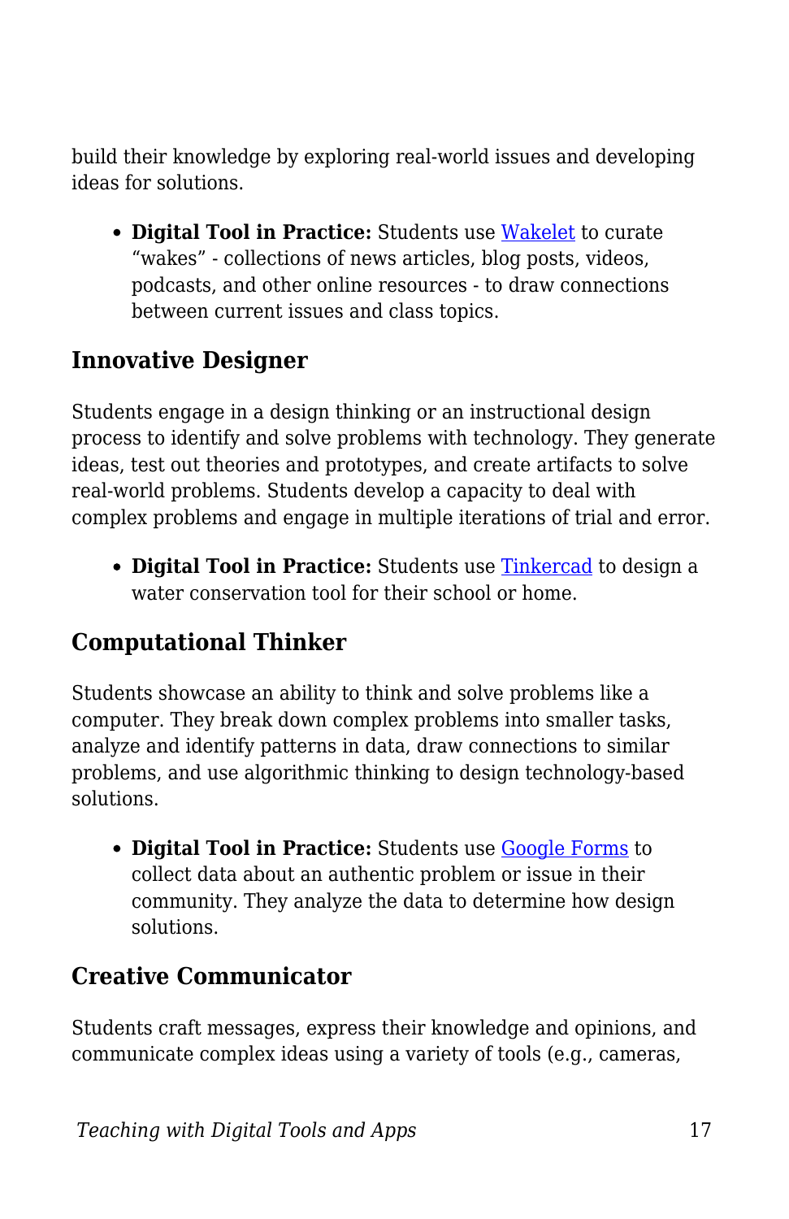build their knowledge by exploring real-world issues and developing ideas for solutions.

- **Digital Tool in Practice:** Students use Wakelet to curate “wakes” - collections of news articles, blog posts, videos, podcasts, and other online resources - to draw connections between current issues and class topics.

### Innovative Designer

Students engage in a design thinking or an instructional design process to identify and solve problems with technology. They generate ideas, test out theories and prototypes, and create artifacts to solve real-world problems. Students develop a capacity to deal with complex problems and engage in multiple iterations of trial and error.

- **Digital Tool in Practice:** Students use Tinkercad to design a water conservation tool for their school or home.

### Computational Thinker

Students showcase an ability to think and solve problems like a computer. They break down complex problems into smaller tasks, analyze and identify patterns in data, draw connections to similar problems, and use algorithmic thinking to design technology-based solutions.

- **Digital Tool in Practice:** Students use Google Forms to collect data about an authentic problem or issue in their community. They analyze the data to determine how design solutions.

### Creative Communicator

Students craft messages, express their knowledge and opinions, and communicate complex ideas using a variety of tools (e.g., cameras,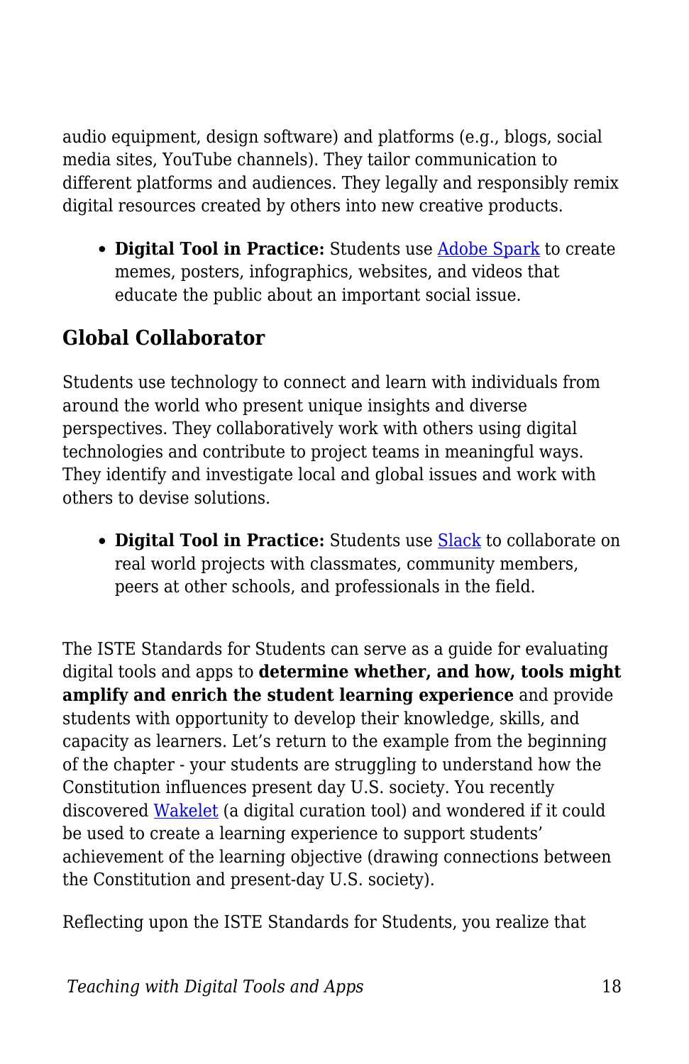audio equipment, design software) and platforms (e.g., blogs, social media sites, YouTube channels). They tailor communication to different platforms and audiences. They legally and responsibly remix digital resources created by others into new creative products.

- **Digital Tool in Practice:** Students use Adobe Spark to create memes, posters, infographics, websites, and videos that educate the public about an important social issue.

## Global Collaborator

Students use technology to connect and learn with individuals from around the world who present unique insights and diverse perspectives. They collaboratively work with others using digital technologies and contribute to project teams in meaningful ways. They identify and investigate local and global issues and work with others to devise solutions.

- **Digital Tool in Practice:** Students use Slack to collaborate on real world projects with classmates, community members, peers at other schools, and professionals in the field.

The ISTE Standards for Students can serve as a guide for evaluating digital tools and apps to **determine whether, and how, tools might amplify and enrich the student learning experience** and provide students with opportunity to develop their knowledge, skills, and capacity as learners. Let's return to the example from the beginning of the chapter - your students are struggling to understand how the Constitution influences present day U.S. society. You recently discovered Wakelet (a digital curation tool) and wondered if it could be used to create a learning experience to support students' achievement of the learning objective (drawing connections between the Constitution and present-day U.S. society).

Reflecting upon the ISTE Standards for Students, you realize that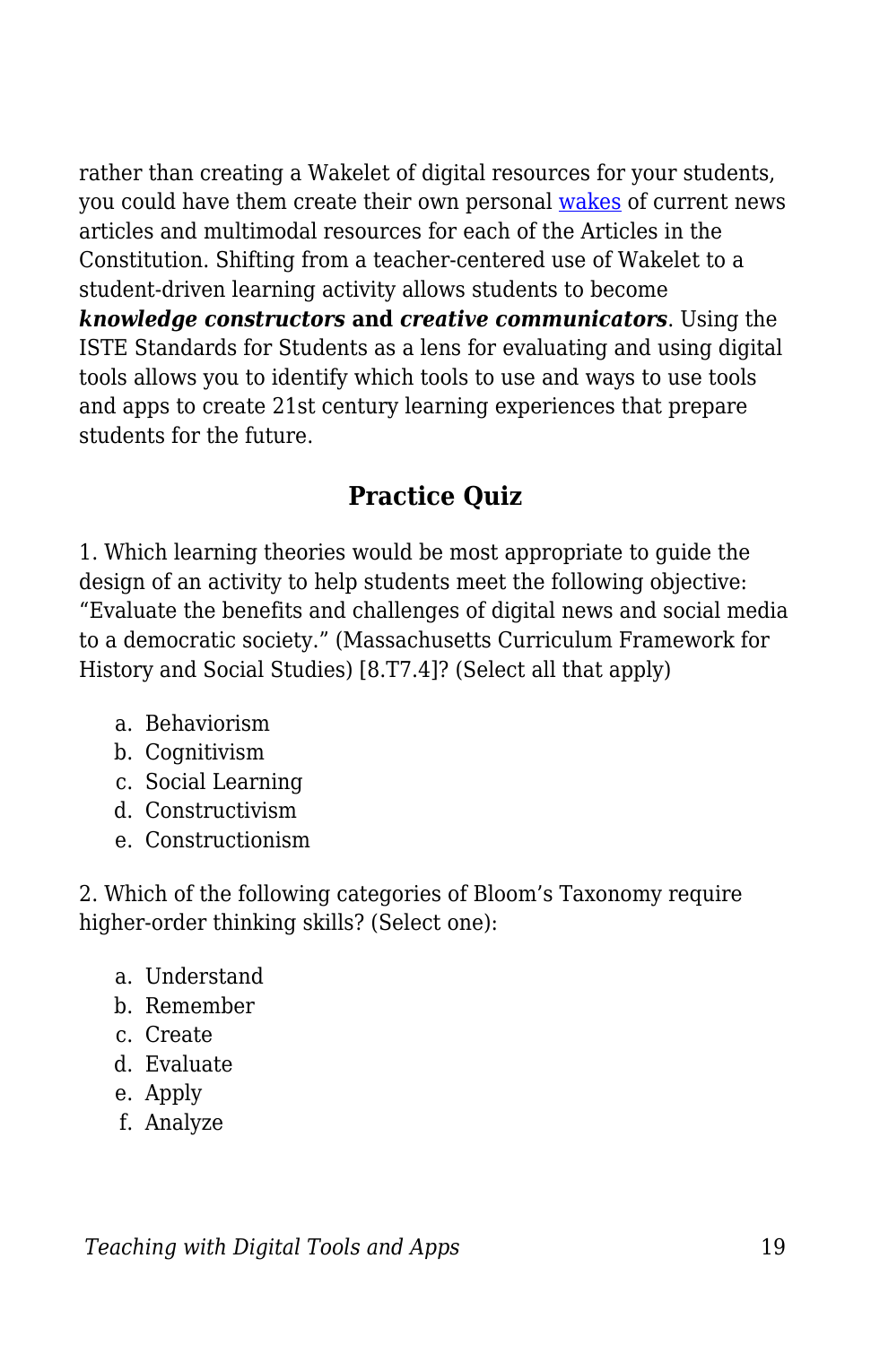rather than creating a Wakelet of digital resources for your students, you could have them create their own personal wakes of current news articles and multimodal resources for each of the Articles in the Constitution. Shifting from a teacher-centered use of Wakelet to a student-driven learning activity allows students to become ***knowledge constructors*** **and** ***creative communicators***. Using the ISTE Standards for Students as a lens for evaluating and using digital tools allows you to identify which tools to use and ways to use tools and apps to create 21st century learning experiences that prepare students for the future.

## Practice Quiz

1. Which learning theories would be most appropriate to guide the design of an activity to help students meet the following objective: "Evaluate the benefits and challenges of digital news and social media to a democratic society." (Massachusetts Curriculum Framework for History and Social Studies) [8.T7.4]? (Select all that apply)

   a. Behaviorism
   b. Cognitivism
   c. Social Learning
   d. Constructivism
   e. Constructionism

2. Which of the following categories of Bloom's Taxonomy require higher-order thinking skills? (Select one):

   a. Understand
   b. Remember
   c. Create
   d. Evaluate
   e. Apply
   f. Analyze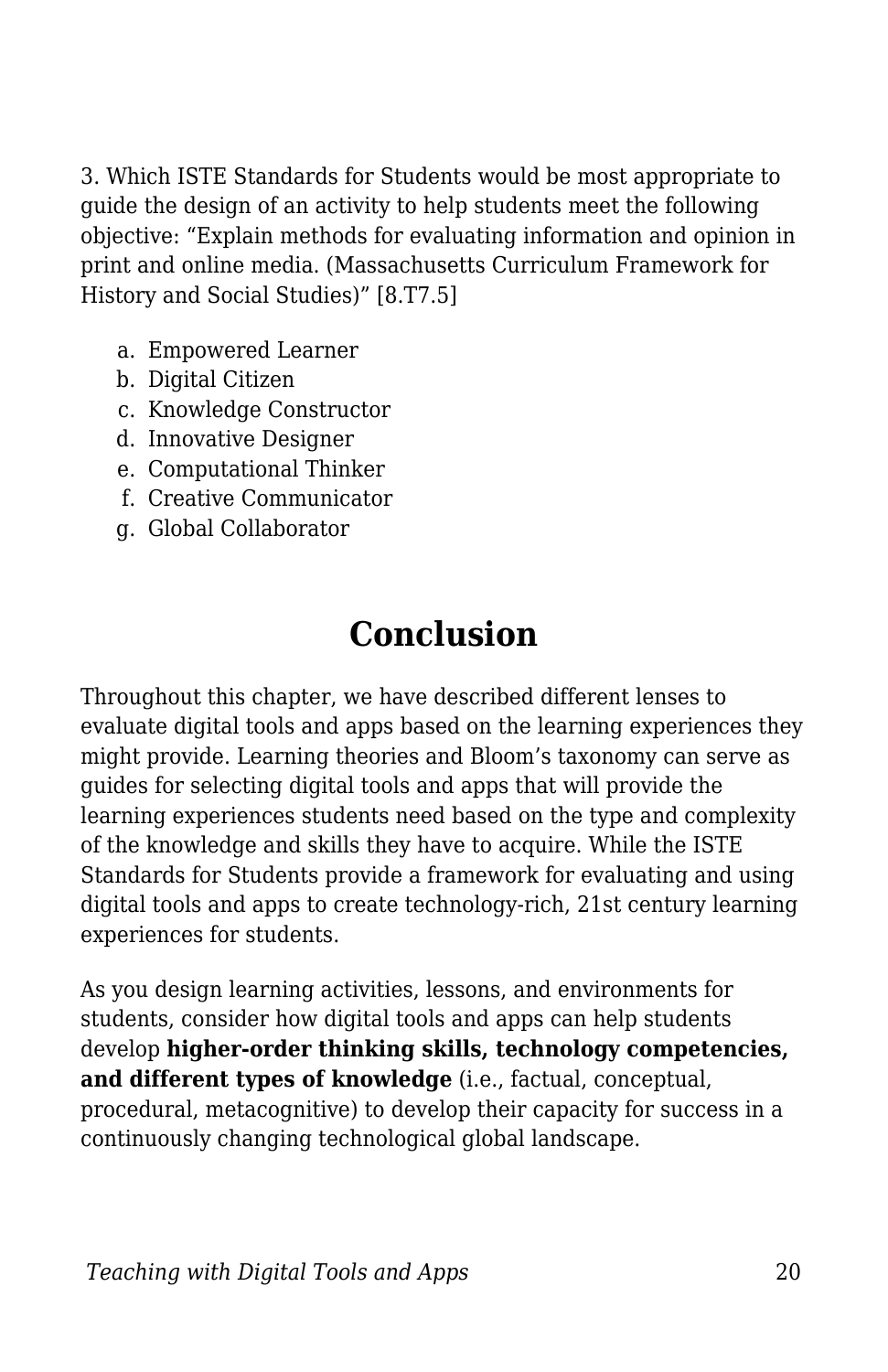3. Which ISTE Standards for Students would be most appropriate to guide the design of an activity to help students meet the following objective: “Explain methods for evaluating information and opinion in print and online media. (Massachusetts Curriculum Framework for History and Social Studies)” [8.T7.5]

a. Empowered Learner
b. Digital Citizen
c. Knowledge Constructor
d. Innovative Designer
e. Computational Thinker
f. Creative Communicator
g. Global Collaborator

## Conclusion

Throughout this chapter, we have described different lenses to evaluate digital tools and apps based on the learning experiences they might provide. Learning theories and Bloom’s taxonomy can serve as guides for selecting digital tools and apps that will provide the learning experiences students need based on the type and complexity of the knowledge and skills they have to acquire. While the ISTE Standards for Students provide a framework for evaluating and using digital tools and apps to create technology-rich, 21st century learning experiences for students.

As you design learning activities, lessons, and environments for students, consider how digital tools and apps can help students develop **higher-order thinking skills, technology competencies, and different types of knowledge** (i.e., factual, conceptual, procedural, metacognitive) to develop their capacity for success in a continuously changing technological global landscape.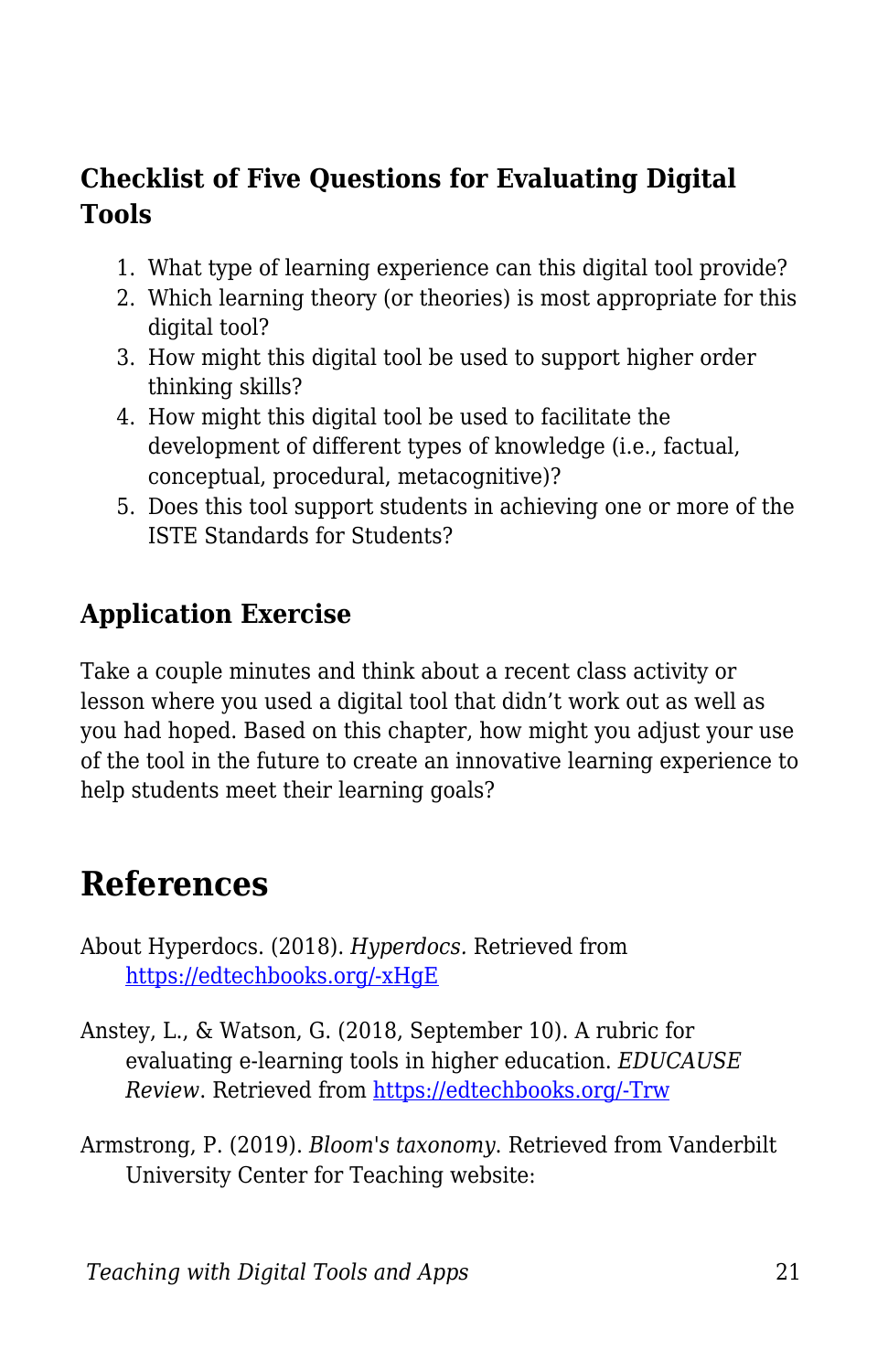### Checklist of Five Questions for Evaluating Digital Tools

1. What type of learning experience can this digital tool provide?
2. Which learning theory (or theories) is most appropriate for this digital tool?
3. How might this digital tool be used to support higher order thinking skills?
4. How might this digital tool be used to facilitate the development of different types of knowledge (i.e., factual, conceptual, procedural, metacognitive)?
5. Does this tool support students in achieving one or more of the ISTE Standards for Students?

### Application Exercise

Take a couple minutes and think about a recent class activity or lesson where you used a digital tool that didn't work out as well as you had hoped. Based on this chapter, how might you adjust your use of the tool in the future to create an innovative learning experience to help students meet their learning goals?

## References

About Hyperdocs. (2018). *Hyperdocs*. Retrieved from [https://edtechbooks.org/-xHgE](https://edtechbooks.org/-xHgE)

Anstey, L., & Watson, G. (2018, September 10). A rubric for evaluating e-learning tools in higher education. *EDUCAUSE Review*. Retrieved from [https://edtechbooks.org/-Trw](https://edtechbooks.org/-Trw)

Armstrong, P. (2019). *Bloom's taxonomy*. Retrieved from Vanderbilt University Center for Teaching website: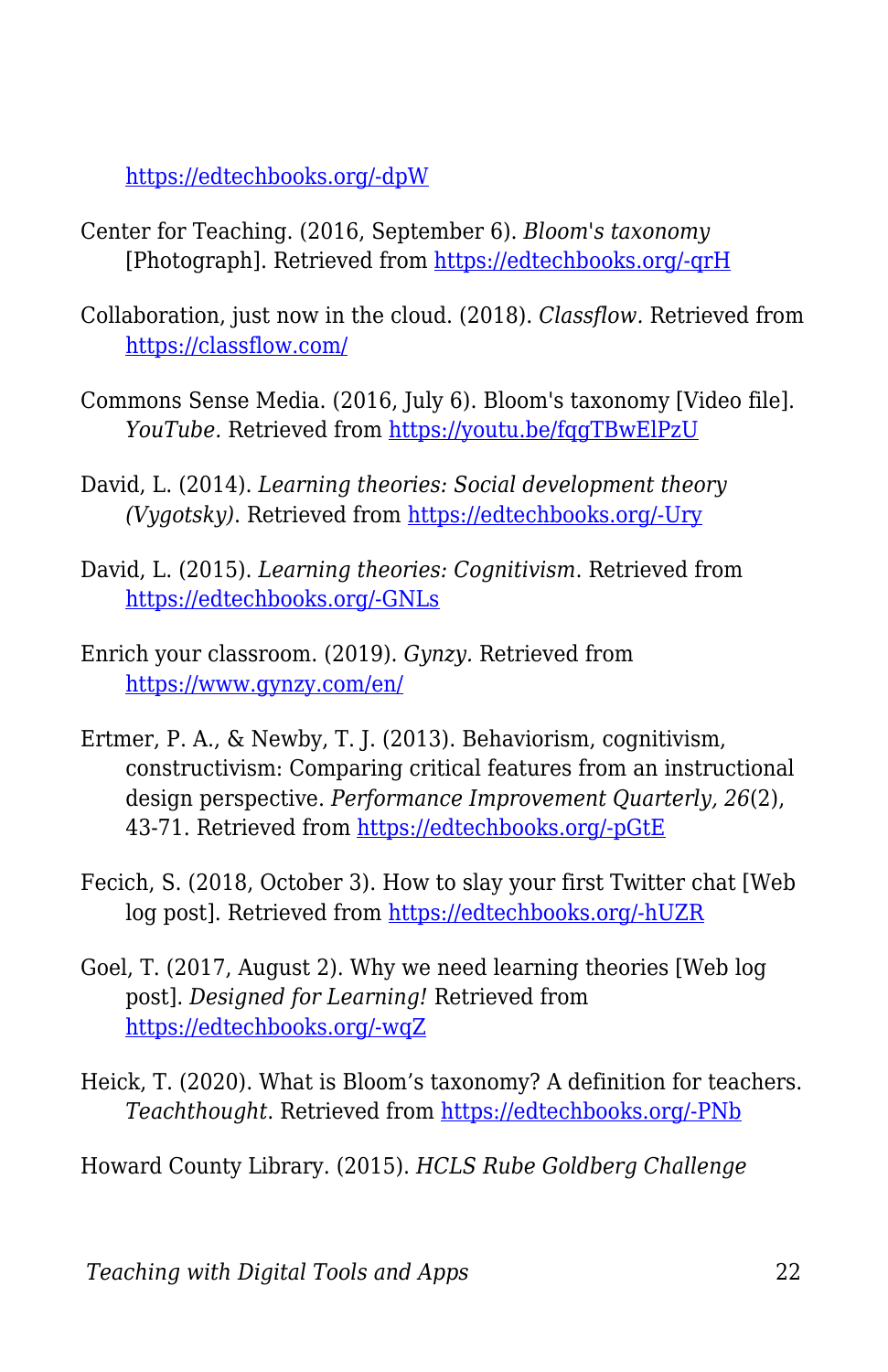https://edtechbooks.org/-dpW

Center for Teaching. (2016, September 6). *Bloom's taxonomy* [Photograph]. Retrieved from https://edtechbooks.org/-qrH

Collaboration, just now in the cloud. (2018). *Classflow*. Retrieved from https://classflow.com/

Commons Sense Media. (2016, July 6). Bloom's taxonomy [Video file]. *YouTube*. Retrieved from https://youtu.be/fqgTBwElPzU

David, L. (2014). *Learning theories: Social development theory (Vygotsky)*. Retrieved from https://edtechbooks.org/-Ury

David, L. (2015). *Learning theories: Cognitivism*. Retrieved from https://edtechbooks.org/-GNLs

Enrich your classroom. (2019). *Gynzy*. Retrieved from https://www.gynzy.com/en/

Ertmer, P. A., & Newby, T. J. (2013). Behaviorism, cognitivism, constructivism: Comparing critical features from an instructional design perspective. *Performance Improvement Quarterly, 26*(2), 43-71. Retrieved from https://edtechbooks.org/-pGtE

Fecich, S. (2018, October 3). How to slay your first Twitter chat [Web log post]. Retrieved from https://edtechbooks.org/-hUZR

Goel, T. (2017, August 2). Why we need learning theories [Web log post]. *Designed for Learning!* Retrieved from https://edtechbooks.org/-wqZ

Heick, T. (2020). What is Bloom's taxonomy? A definition for teachers. *Teachthought*. Retrieved from https://edtechbooks.org/-PNb

Howard County Library. (2015). *HCLS Rube Goldberg Challenge*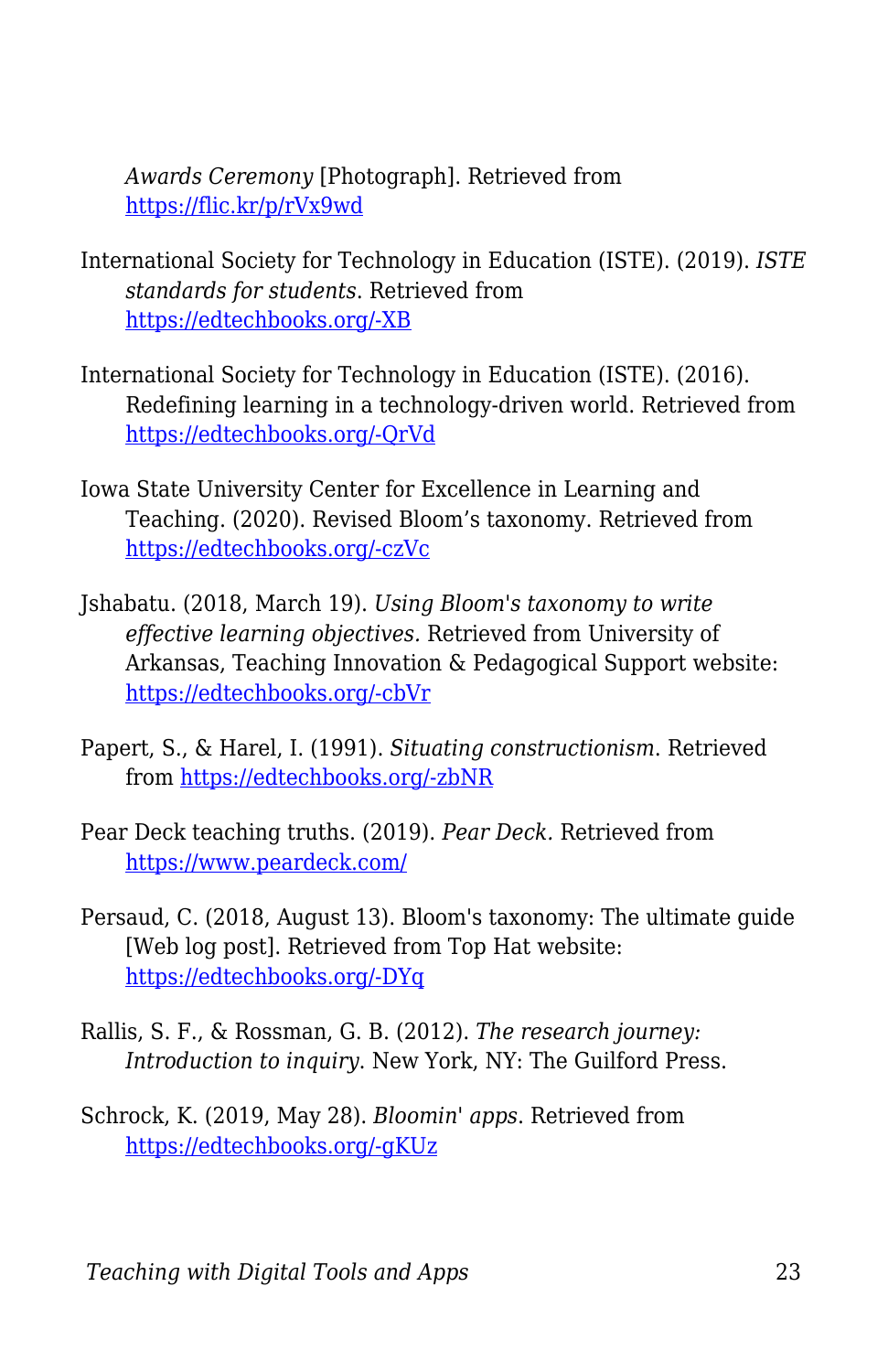*Awards Ceremony* [Photograph]. Retrieved from https://flic.kr/p/rVx9wd

International Society for Technology in Education (ISTE). (2019). *ISTE standards for students*. Retrieved from https://edtechbooks.org/-XB

International Society for Technology in Education (ISTE). (2016). Redefining learning in a technology-driven world. Retrieved from https://edtechbooks.org/-QrVd

Iowa State University Center for Excellence in Learning and Teaching. (2020). Revised Bloom's taxonomy. Retrieved from https://edtechbooks.org/-czVc

Jshabatu. (2018, March 19). *Using Bloom's taxonomy to write effective learning objectives.* Retrieved from University of Arkansas, Teaching Innovation & Pedagogical Support website: https://edtechbooks.org/-cbVr

Papert, S., & Harel, I. (1991). *Situating constructionism*. Retrieved from https://edtechbooks.org/-zbNR

Pear Deck teaching truths. (2019). *Pear Deck.* Retrieved from https://www.peardeck.com/

Persaud, C. (2018, August 13). Bloom's taxonomy: The ultimate guide [Web log post]. Retrieved from Top Hat website: https://edtechbooks.org/-DYq

Rallis, S. F., & Rossman, G. B. (2012). *The research journey: Introduction to inquiry*. New York, NY: The Guilford Press.

Schrock, K. (2019, May 28). *Bloomin' apps*. Retrieved from https://edtechbooks.org/-gKUz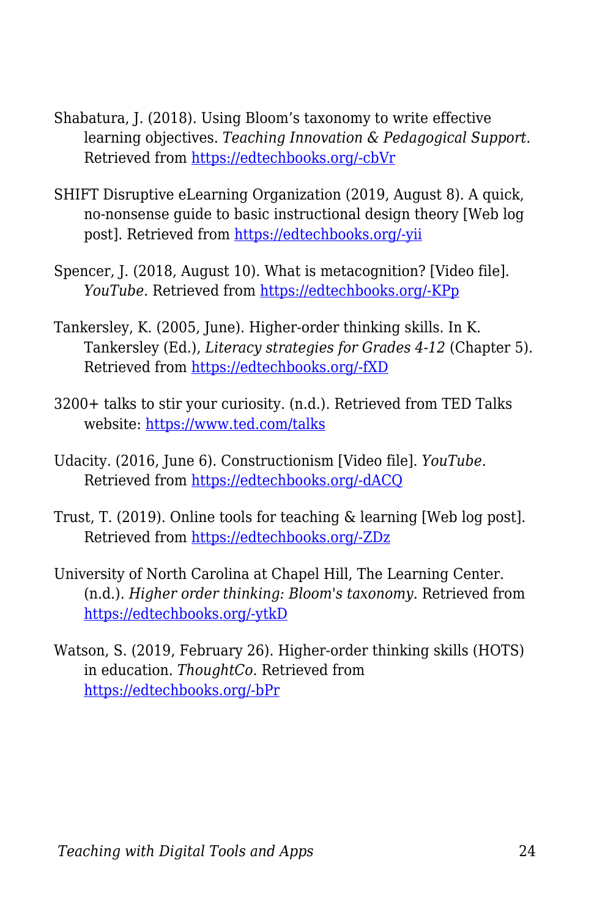Shabatura, J. (2018). Using Bloom's taxonomy to write effective learning objectives. *Teaching Innovation & Pedagogical Support*. Retrieved from https://edtechbooks.org/-cbVr

SHIFT Disruptive eLearning Organization (2019, August 8). A quick, no-nonsense guide to basic instructional design theory [Web log post]. Retrieved from https://edtechbooks.org/-yii

Spencer, J. (2018, August 10). What is metacognition? [Video file]. *YouTube.* Retrieved from https://edtechbooks.org/-KPp

Tankersley, K. (2005, June). Higher-order thinking skills. In K. Tankersley (Ed.), *Literacy strategies for Grades 4-12* (Chapter 5). Retrieved from https://edtechbooks.org/-fXD

3200+ talks to stir your curiosity. (n.d.). Retrieved from TED Talks website: https://www.ted.com/talks

Udacity. (2016, June 6). Constructionism [Video file]. *YouTube.* Retrieved from https://edtechbooks.org/-dACQ

Trust, T. (2019). Online tools for teaching & learning [Web log post]. Retrieved from https://edtechbooks.org/-ZDz

University of North Carolina at Chapel Hill, The Learning Center. (n.d.). *Higher order thinking: Bloom's taxonomy.* Retrieved from https://edtechbooks.org/-ytkD

Watson, S. (2019, February 26). Higher-order thinking skills (HOTS) in education. *ThoughtCo.* Retrieved from https://edtechbooks.org/-bPr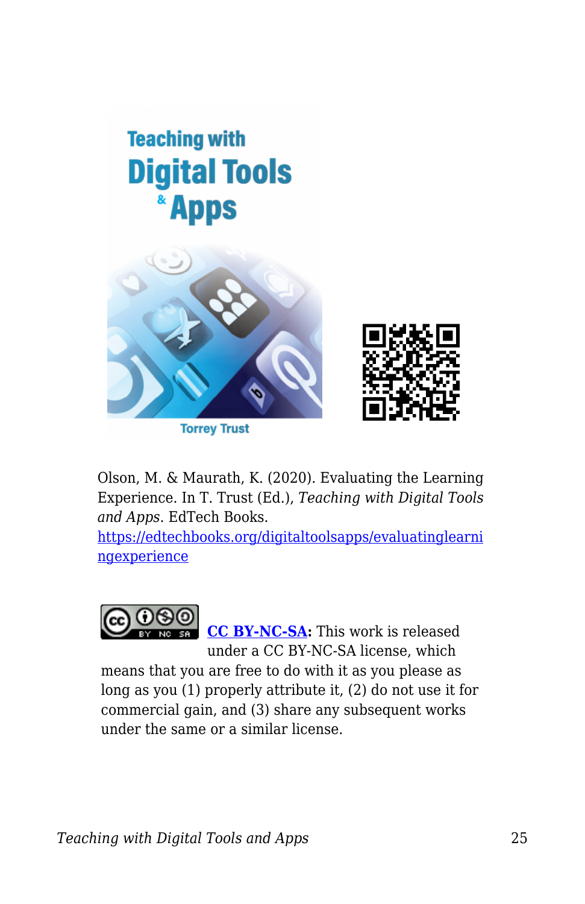Olson, M. & Maurath, K. (2020). Evaluating the Learning Experience. In T. Trust (Ed.), *Teaching with Digital Tools and Apps*. EdTech Books. https://edtechbooks.org/digitaltoolsapps/evaluatinglearningexperience

**CC BY-NC-SA:** This work is released under a CC BY-NC-SA license, which means that you are free to do with it as you please as long as you (1) properly attribute it, (2) do not use it for commercial gain, and (3) share any subsequent works under the same or a similar license.